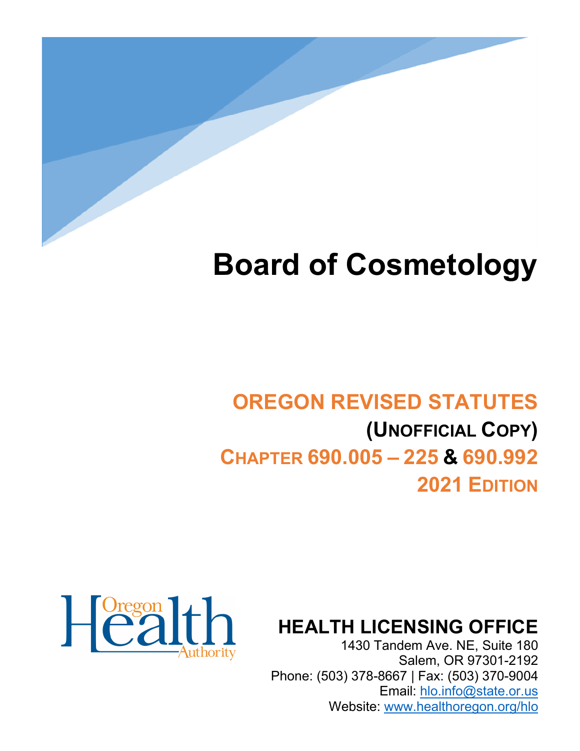# Board of Cosmetology

## OREGON REVISED STATUTES

### (UNOFFICIAL COPY)

### CHAPTER 690.005 – 225 & 690.992

### 2021 EDITION

Oregon Health Authority

## HEALTH LICENSING OFFICE

1430 Tandem Ave. NE, Suite 180
Salem, OR 97301-2192
Phone: (503) 378-8667 | Fax: (503) 370-9004
Email: hlo.info@state.or.us
Website: www.healthoregon.org/hlo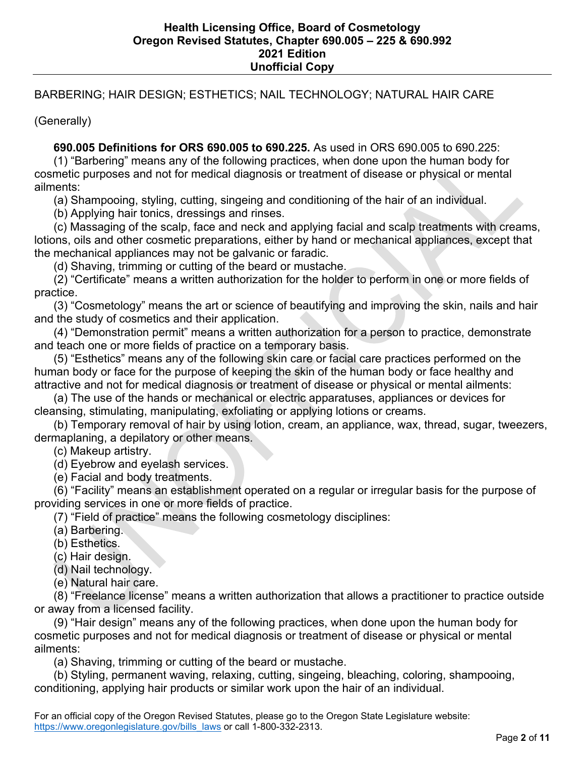BARBERING; HAIR DESIGN; ESTHETICS; NAIL TECHNOLOGY; NATURAL HAIR CARE

(Generally)

**690.005 Definitions for ORS 690.005 to 690.225.** As used in ORS 690.005 to 690.225:

(1) "Barbering" means any of the following practices, when done upon the human body for cosmetic purposes and not for medical diagnosis or treatment of disease or physical or mental ailments:

(a) Shampooing, styling, cutting, singeing and conditioning of the hair of an individual.

(b) Applying hair tonics, dressings and rinses.

(c) Massaging of the scalp, face and neck and applying facial and scalp treatments with creams, lotions, oils and other cosmetic preparations, either by hand or mechanical appliances, except that the mechanical appliances may not be galvanic or faradic.

(d) Shaving, trimming or cutting of the beard or mustache.

(2) "Certificate" means a written authorization for the holder to perform in one or more fields of practice.

(3) "Cosmetology" means the art or science of beautifying and improving the skin, nails and hair and the study of cosmetics and their application.

(4) "Demonstration permit" means a written authorization for a person to practice, demonstrate and teach one or more fields of practice on a temporary basis.

(5) "Esthetics" means any of the following skin care or facial care practices performed on the human body or face for the purpose of keeping the skin of the human body or face healthy and attractive and not for medical diagnosis or treatment of disease or physical or mental ailments:

(a) The use of the hands or mechanical or electric apparatuses, appliances or devices for cleansing, stimulating, manipulating, exfoliating or applying lotions or creams.

(b) Temporary removal of hair by using lotion, cream, an appliance, wax, thread, sugar, tweezers, dermaplaning, a depilatory or other means.

(c) Makeup artistry.

(d) Eyebrow and eyelash services.

(e) Facial and body treatments.

(6) "Facility" means an establishment operated on a regular or irregular basis for the purpose of providing services in one or more fields of practice.

(7) "Field of practice" means the following cosmetology disciplines:

(a) Barbering.

(b) Esthetics.

(c) Hair design.

(d) Nail technology.

(e) Natural hair care.

(8) "Freelance license" means a written authorization that allows a practitioner to practice outside or away from a licensed facility.

(9) "Hair design" means any of the following practices, when done upon the human body for cosmetic purposes and not for medical diagnosis or treatment of disease or physical or mental ailments:

(a) Shaving, trimming or cutting of the beard or mustache.

(b) Styling, permanent waving, relaxing, cutting, singeing, bleaching, coloring, shampooing, conditioning, applying hair products or similar work upon the hair of an individual.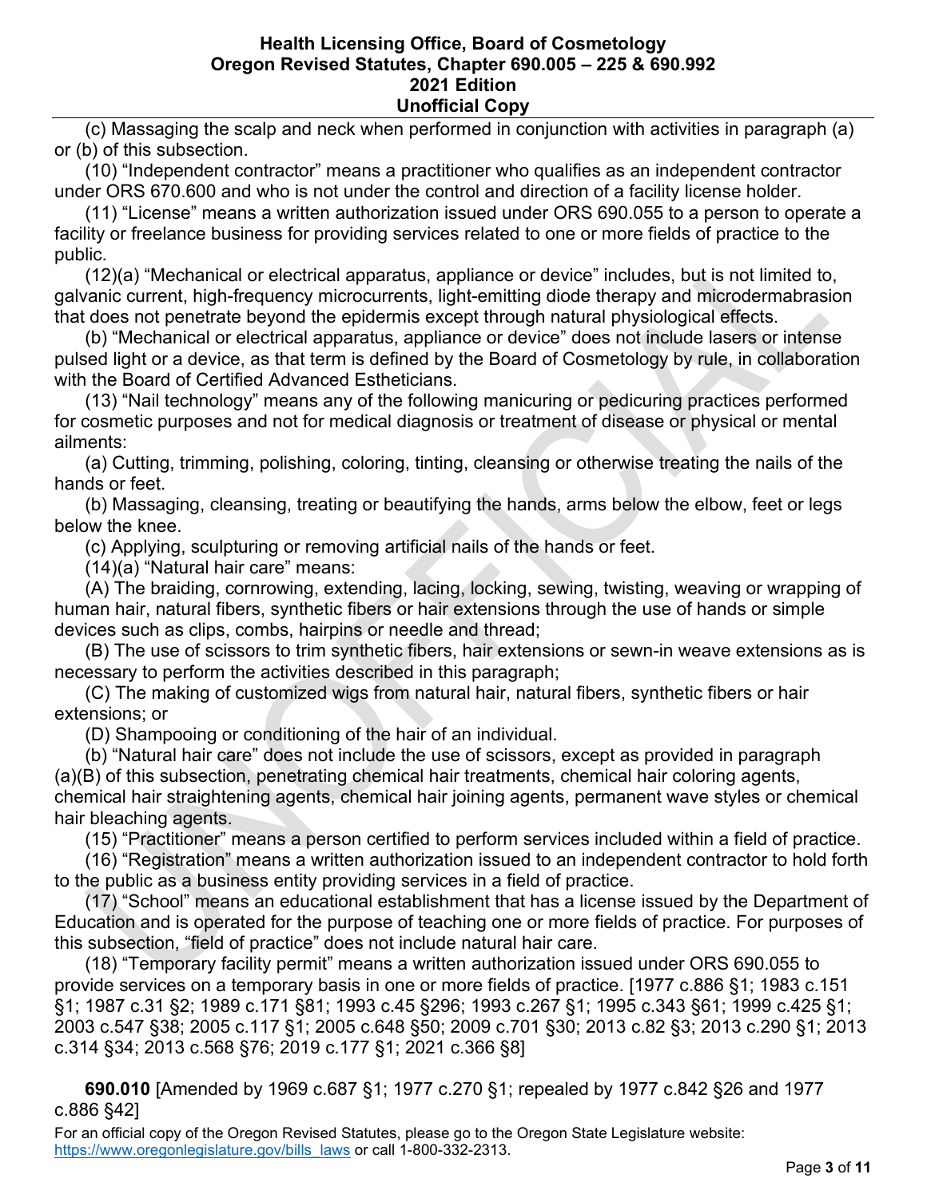(c) Massaging the scalp and neck when performed in conjunction with activities in paragraph (a) or (b) of this subsection.

(10) "Independent contractor" means a practitioner who qualifies as an independent contractor under ORS 670.600 and who is not under the control and direction of a facility license holder.

(11) "License" means a written authorization issued under ORS 690.055 to a person to operate a facility or freelance business for providing services related to one or more fields of practice to the public.

(12)(a) "Mechanical or electrical apparatus, appliance or device" includes, but is not limited to, galvanic current, high-frequency microcurrents, light-emitting diode therapy and microdermabrasion that does not penetrate beyond the epidermis except through natural physiological effects.

(b) "Mechanical or electrical apparatus, appliance or device" does not include lasers or intense pulsed light or a device, as that term is defined by the Board of Cosmetology by rule, in collaboration with the Board of Certified Advanced Estheticians.

(13) "Nail technology" means any of the following manicuring or pedicuring practices performed for cosmetic purposes and not for medical diagnosis or treatment of disease or physical or mental ailments:

(a) Cutting, trimming, polishing, coloring, tinting, cleansing or otherwise treating the nails of the hands or feet.

(b) Massaging, cleansing, treating or beautifying the hands, arms below the elbow, feet or legs below the knee.

(c) Applying, sculpturing or removing artificial nails of the hands or feet.

(14)(a) "Natural hair care" means:

(A) The braiding, cornrowing, extending, lacing, locking, sewing, twisting, weaving or wrapping of human hair, natural fibers, synthetic fibers or hair extensions through the use of hands or simple devices such as clips, combs, hairpins or needle and thread;

(B) The use of scissors to trim synthetic fibers, hair extensions or sewn-in weave extensions as is necessary to perform the activities described in this paragraph;

(C) The making of customized wigs from natural hair, natural fibers, synthetic fibers or hair extensions; or

(D) Shampooing or conditioning of the hair of an individual.

(b) "Natural hair care" does not include the use of scissors, except as provided in paragraph (a)(B) of this subsection, penetrating chemical hair treatments, chemical hair coloring agents, chemical hair straightening agents, chemical hair joining agents, permanent wave styles or chemical hair bleaching agents.

(15) "Practitioner" means a person certified to perform services included within a field of practice.

(16) "Registration" means a written authorization issued to an independent contractor to hold forth to the public as a business entity providing services in a field of practice.

(17) "School" means an educational establishment that has a license issued by the Department of Education and is operated for the purpose of teaching one or more fields of practice. For purposes of this subsection, "field of practice" does not include natural hair care.

(18) "Temporary facility permit" means a written authorization issued under ORS 690.055 to provide services on a temporary basis in one or more fields of practice. [1977 c.886 §1; 1983 c.151 §1; 1987 c.31 §2; 1989 c.171 §81; 1993 c.45 §296; 1993 c.267 §1; 1995 c.343 §61; 1999 c.425 §1; 2003 c.547 §38; 2005 c.117 §1; 2005 c.648 §50; 2009 c.701 §30; 2013 c.82 §3; 2013 c.290 §1; 2013 c.314 §34; 2013 c.568 §76; 2019 c.177 §1; 2021 c.366 §8]

**690.010** [Amended by 1969 c.687 §1; 1977 c.270 §1; repealed by 1977 c.842 §26 and 1977 c.886 §42]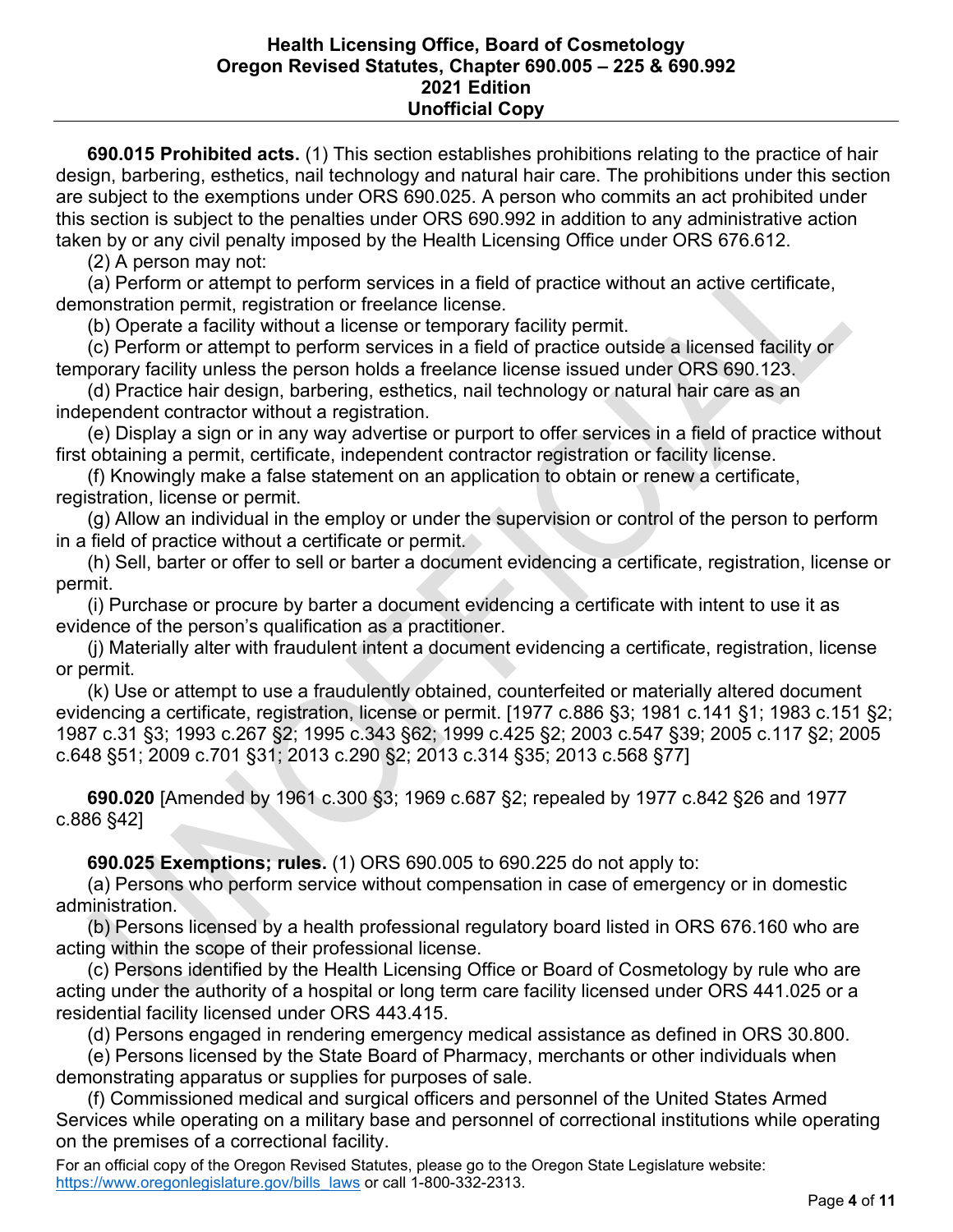**690.015 Prohibited acts.** (1) This section establishes prohibitions relating to the practice of hair design, barbering, esthetics, nail technology and natural hair care. The prohibitions under this section are subject to the exemptions under ORS 690.025. A person who commits an act prohibited under this section is subject to the penalties under ORS 690.992 in addition to any administrative action taken by or any civil penalty imposed by the Health Licensing Office under ORS 676.612.

(2) A person may not:

(a) Perform or attempt to perform services in a field of practice without an active certificate, demonstration permit, registration or freelance license.

(b) Operate a facility without a license or temporary facility permit.

(c) Perform or attempt to perform services in a field of practice outside a licensed facility or temporary facility unless the person holds a freelance license issued under ORS 690.123.

(d) Practice hair design, barbering, esthetics, nail technology or natural hair care as an independent contractor without a registration.

(e) Display a sign or in any way advertise or purport to offer services in a field of practice without first obtaining a permit, certificate, independent contractor registration or facility license.

(f) Knowingly make a false statement on an application to obtain or renew a certificate, registration, license or permit.

(g) Allow an individual in the employ or under the supervision or control of the person to perform in a field of practice without a certificate or permit.

(h) Sell, barter or offer to sell or barter a document evidencing a certificate, registration, license or permit.

(i) Purchase or procure by barter a document evidencing a certificate with intent to use it as evidence of the person's qualification as a practitioner.

(j) Materially alter with fraudulent intent a document evidencing a certificate, registration, license or permit.

(k) Use or attempt to use a fraudulently obtained, counterfeited or materially altered document evidencing a certificate, registration, license or permit. [1977 c.886 §3; 1981 c.141 §1; 1983 c.151 §2; 1987 c.31 §3; 1993 c.267 §2; 1995 c.343 §62; 1999 c.425 §2; 2003 c.547 §39; 2005 c.117 §2; 2005 c.648 §51; 2009 c.701 §31; 2013 c.290 §2; 2013 c.314 §35; 2013 c.568 §77]

**690.020** [Amended by 1961 c.300 §3; 1969 c.687 §2; repealed by 1977 c.842 §26 and 1977 c.886 §42]

**690.025 Exemptions; rules.** (1) ORS 690.005 to 690.225 do not apply to:

(a) Persons who perform service without compensation in case of emergency or in domestic administration.

(b) Persons licensed by a health professional regulatory board listed in ORS 676.160 who are acting within the scope of their professional license.

(c) Persons identified by the Health Licensing Office or Board of Cosmetology by rule who are acting under the authority of a hospital or long term care facility licensed under ORS 441.025 or a residential facility licensed under ORS 443.415.

(d) Persons engaged in rendering emergency medical assistance as defined in ORS 30.800.

(e) Persons licensed by the State Board of Pharmacy, merchants or other individuals when demonstrating apparatus or supplies for purposes of sale.

(f) Commissioned medical and surgical officers and personnel of the United States Armed Services while operating on a military base and personnel of correctional institutions while operating on the premises of a correctional facility.

For an official copy of the Oregon Revised Statutes, please go to the Oregon State Legislature website: https://www.oregonlegislature.gov/bills_laws or call 1-800-332-2313.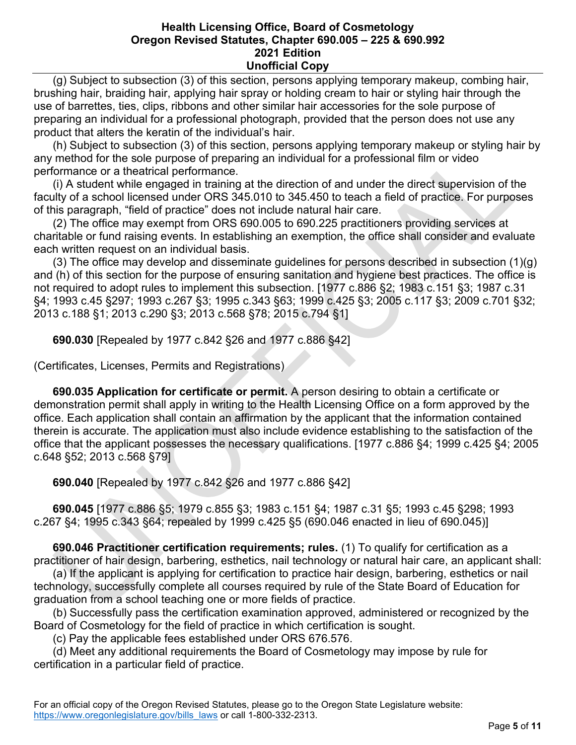(g) Subject to subsection (3) of this section, persons applying temporary makeup, combing hair, brushing hair, braiding hair, applying hair spray or holding cream to hair or styling hair through the use of barrettes, ties, clips, ribbons and other similar hair accessories for the sole purpose of preparing an individual for a professional photograph, provided that the person does not use any product that alters the keratin of the individual's hair.

(h) Subject to subsection (3) of this section, persons applying temporary makeup or styling hair by any method for the sole purpose of preparing an individual for a professional film or video performance or a theatrical performance.

(i) A student while engaged in training at the direction of and under the direct supervision of the faculty of a school licensed under ORS 345.010 to 345.450 to teach a field of practice. For purposes of this paragraph, "field of practice" does not include natural hair care.

(2) The office may exempt from ORS 690.005 to 690.225 practitioners providing services at charitable or fund raising events. In establishing an exemption, the office shall consider and evaluate each written request on an individual basis.

(3) The office may develop and disseminate guidelines for persons described in subsection (1)(g) and (h) of this section for the purpose of ensuring sanitation and hygiene best practices. The office is not required to adopt rules to implement this subsection. [1977 c.886 §2; 1983 c.151 §3; 1987 c.31 §4; 1993 c.45 §297; 1993 c.267 §3; 1995 c.343 §63; 1999 c.425 §3; 2005 c.117 §3; 2009 c.701 §32; 2013 c.188 §1; 2013 c.290 §3; 2013 c.568 §78; 2015 c.794 §1]

**690.030** [Repealed by 1977 c.842 §26 and 1977 c.886 §42]

(Certificates, Licenses, Permits and Registrations)

**690.035 Application for certificate or permit.** A person desiring to obtain a certificate or demonstration permit shall apply in writing to the Health Licensing Office on a form approved by the office. Each application shall contain an affirmation by the applicant that the information contained therein is accurate. The application must also include evidence establishing to the satisfaction of the office that the applicant possesses the necessary qualifications. [1977 c.886 §4; 1999 c.425 §4; 2005 c.648 §52; 2013 c.568 §79]

**690.040** [Repealed by 1977 c.842 §26 and 1977 c.886 §42]

**690.045** [1977 c.886 §5; 1979 c.855 §3; 1983 c.151 §4; 1987 c.31 §5; 1993 c.45 §298; 1993 c.267 §4; 1995 c.343 §64; repealed by 1999 c.425 §5 (690.046 enacted in lieu of 690.045)]

**690.046 Practitioner certification requirements; rules.** (1) To qualify for certification as a practitioner of hair design, barbering, esthetics, nail technology or natural hair care, an applicant shall:

(a) If the applicant is applying for certification to practice hair design, barbering, esthetics or nail technology, successfully complete all courses required by rule of the State Board of Education for graduation from a school teaching one or more fields of practice.

(b) Successfully pass the certification examination approved, administered or recognized by the Board of Cosmetology for the field of practice in which certification is sought.

(c) Pay the applicable fees established under ORS 676.576.

(d) Meet any additional requirements the Board of Cosmetology may impose by rule for certification in a particular field of practice.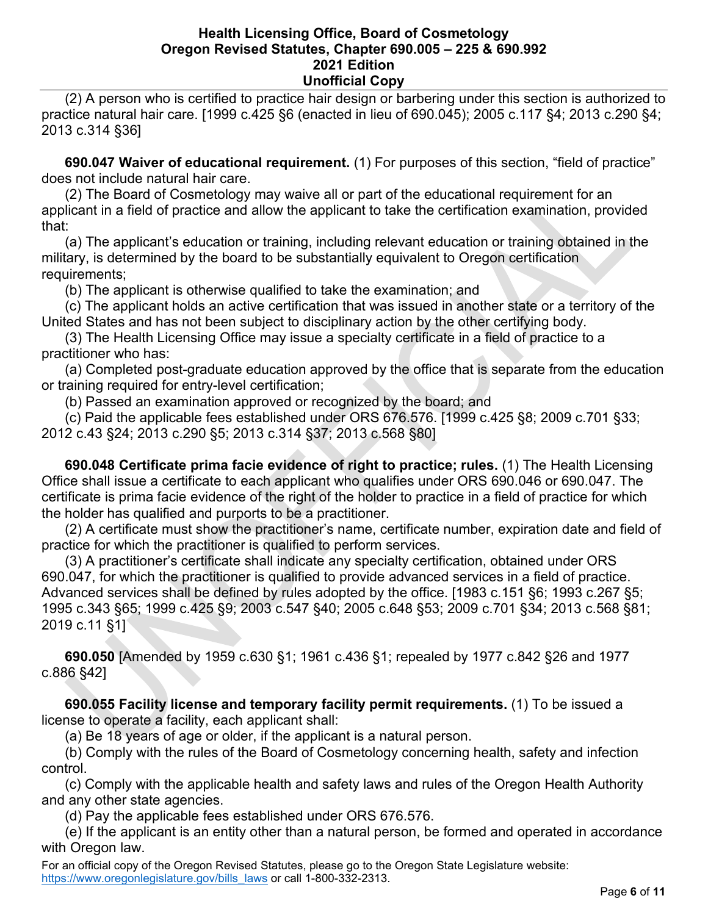(2) A person who is certified to practice hair design or barbering under this section is authorized to practice natural hair care. [1999 c.425 §6 (enacted in lieu of 690.045); 2005 c.117 §4; 2013 c.290 §4; 2013 c.314 §36]

**690.047 Waiver of educational requirement.** (1) For purposes of this section, "field of practice" does not include natural hair care.

(2) The Board of Cosmetology may waive all or part of the educational requirement for an applicant in a field of practice and allow the applicant to take the certification examination, provided that:

(a) The applicant's education or training, including relevant education or training obtained in the military, is determined by the board to be substantially equivalent to Oregon certification requirements;

(b) The applicant is otherwise qualified to take the examination; and

(c) The applicant holds an active certification that was issued in another state or a territory of the United States and has not been subject to disciplinary action by the other certifying body.

(3) The Health Licensing Office may issue a specialty certificate in a field of practice to a practitioner who has:

(a) Completed post-graduate education approved by the office that is separate from the education or training required for entry-level certification;

(b) Passed an examination approved or recognized by the board; and

(c) Paid the applicable fees established under ORS 676.576. [1999 c.425 §8; 2009 c.701 §33; 2012 c.43 §24; 2013 c.290 §5; 2013 c.314 §37; 2013 c.568 §80]

**690.048 Certificate prima facie evidence of right to practice; rules.** (1) The Health Licensing Office shall issue a certificate to each applicant who qualifies under ORS 690.046 or 690.047. The certificate is prima facie evidence of the right of the holder to practice in a field of practice for which the holder has qualified and purports to be a practitioner.

(2) A certificate must show the practitioner's name, certificate number, expiration date and field of practice for which the practitioner is qualified to perform services.

(3) A practitioner's certificate shall indicate any specialty certification, obtained under ORS 690.047, for which the practitioner is qualified to provide advanced services in a field of practice. Advanced services shall be defined by rules adopted by the office. [1983 c.151 §6; 1993 c.267 §5; 1995 c.343 §65; 1999 c.425 §9; 2003 c.547 §40; 2005 c.648 §53; 2009 c.701 §34; 2013 c.568 §81; 2019 c.11 §1]

**690.050** [Amended by 1959 c.630 §1; 1961 c.436 §1; repealed by 1977 c.842 §26 and 1977 c.886 §42]

**690.055 Facility license and temporary facility permit requirements.** (1) To be issued a license to operate a facility, each applicant shall:

(a) Be 18 years of age or older, if the applicant is a natural person.

(b) Comply with the rules of the Board of Cosmetology concerning health, safety and infection control.

(c) Comply with the applicable health and safety laws and rules of the Oregon Health Authority and any other state agencies.

(d) Pay the applicable fees established under ORS 676.576.

(e) If the applicant is an entity other than a natural person, be formed and operated in accordance with Oregon law.

For an official copy of the Oregon Revised Statutes, please go to the Oregon State Legislature website: https://www.oregonlegislature.gov/bills_laws or call 1-800-332-2313.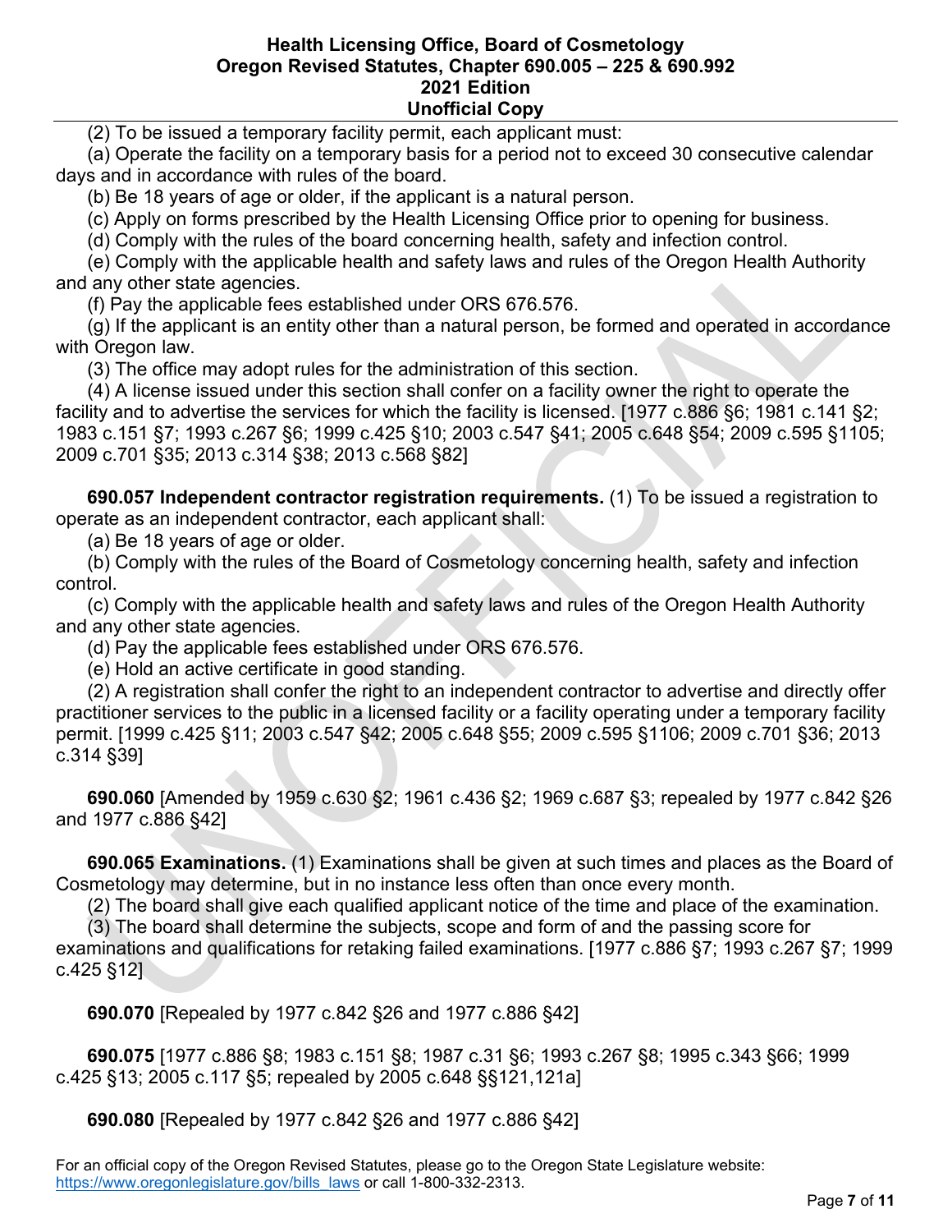(2) To be issued a temporary facility permit, each applicant must:

(a) Operate the facility on a temporary basis for a period not to exceed 30 consecutive calendar days and in accordance with rules of the board.

(b) Be 18 years of age or older, if the applicant is a natural person.

(c) Apply on forms prescribed by the Health Licensing Office prior to opening for business.

(d) Comply with the rules of the board concerning health, safety and infection control.

(e) Comply with the applicable health and safety laws and rules of the Oregon Health Authority and any other state agencies.

(f) Pay the applicable fees established under ORS 676.576.

(g) If the applicant is an entity other than a natural person, be formed and operated in accordance with Oregon law.

(3) The office may adopt rules for the administration of this section.

(4) A license issued under this section shall confer on a facility owner the right to operate the facility and to advertise the services for which the facility is licensed. [1977 c.886 §6; 1981 c.141 §2; 1983 c.151 §7; 1993 c.267 §6; 1999 c.425 §10; 2003 c.547 §41; 2005 c.648 §54; 2009 c.595 §1105; 2009 c.701 §35; 2013 c.314 §38; 2013 c.568 §82]

**690.057 Independent contractor registration requirements.** (1) To be issued a registration to operate as an independent contractor, each applicant shall:

(a) Be 18 years of age or older.

(b) Comply with the rules of the Board of Cosmetology concerning health, safety and infection control.

(c) Comply with the applicable health and safety laws and rules of the Oregon Health Authority and any other state agencies.

(d) Pay the applicable fees established under ORS 676.576.

(e) Hold an active certificate in good standing.

(2) A registration shall confer the right to an independent contractor to advertise and directly offer practitioner services to the public in a licensed facility or a facility operating under a temporary facility permit. [1999 c.425 §11; 2003 c.547 §42; 2005 c.648 §55; 2009 c.595 §1106; 2009 c.701 §36; 2013 c.314 §39]

**690.060** [Amended by 1959 c.630 §2; 1961 c.436 §2; 1969 c.687 §3; repealed by 1977 c.842 §26 and 1977 c.886 §42]

**690.065 Examinations.** (1) Examinations shall be given at such times and places as the Board of Cosmetology may determine, but in no instance less often than once every month.

(2) The board shall give each qualified applicant notice of the time and place of the examination.

(3) The board shall determine the subjects, scope and form of and the passing score for examinations and qualifications for retaking failed examinations. [1977 c.886 §7; 1993 c.267 §7; 1999 c.425 §12]

**690.070** [Repealed by 1977 c.842 §26 and 1977 c.886 §42]

**690.075** [1977 c.886 §8; 1983 c.151 §8; 1987 c.31 §6; 1993 c.267 §8; 1995 c.343 §66; 1999 c.425 §13; 2005 c.117 §5; repealed by 2005 c.648 §§121,121a]

**690.080** [Repealed by 1977 c.842 §26 and 1977 c.886 §42]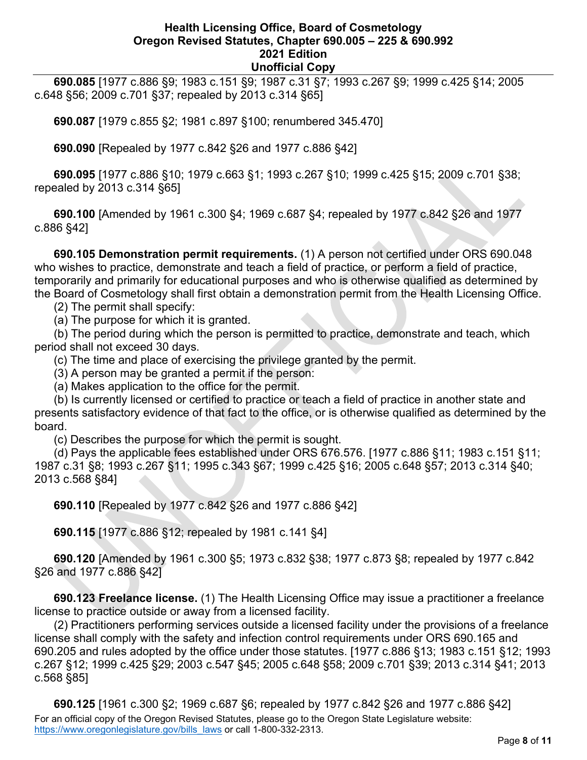**690.085** [1977 c.886 §9; 1983 c.151 §9; 1987 c.31 §7; 1993 c.267 §9; 1999 c.425 §14; 2005 c.648 §56; 2009 c.701 §37; repealed by 2013 c.314 §65]

**690.087** [1979 c.855 §2; 1981 c.897 §100; renumbered 345.470]

**690.090** [Repealed by 1977 c.842 §26 and 1977 c.886 §42]

**690.095** [1977 c.886 §10; 1979 c.663 §1; 1993 c.267 §10; 1999 c.425 §15; 2009 c.701 §38; repealed by 2013 c.314 §65]

**690.100** [Amended by 1961 c.300 §4; 1969 c.687 §4; repealed by 1977 c.842 §26 and 1977 c.886 §42]

**690.105 Demonstration permit requirements.** (1) A person not certified under ORS 690.048 who wishes to practice, demonstrate and teach a field of practice, or perform a field of practice, temporarily and primarily for educational purposes and who is otherwise qualified as determined by the Board of Cosmetology shall first obtain a demonstration permit from the Health Licensing Office.

(2) The permit shall specify:

(a) The purpose for which it is granted.

(b) The period during which the person is permitted to practice, demonstrate and teach, which period shall not exceed 30 days.

(c) The time and place of exercising the privilege granted by the permit.

(3) A person may be granted a permit if the person:

(a) Makes application to the office for the permit.

(b) Is currently licensed or certified to practice or teach a field of practice in another state and presents satisfactory evidence of that fact to the office, or is otherwise qualified as determined by the board.

(c) Describes the purpose for which the permit is sought.

(d) Pays the applicable fees established under ORS 676.576. [1977 c.886 §11; 1983 c.151 §11; 1987 c.31 §8; 1993 c.267 §11; 1995 c.343 §67; 1999 c.425 §16; 2005 c.648 §57; 2013 c.314 §40; 2013 c.568 §84]

**690.110** [Repealed by 1977 c.842 §26 and 1977 c.886 §42]

**690.115** [1977 c.886 §12; repealed by 1981 c.141 §4]

**690.120** [Amended by 1961 c.300 §5; 1973 c.832 §38; 1977 c.873 §8; repealed by 1977 c.842 §26 and 1977 c.886 §42]

**690.123 Freelance license.** (1) The Health Licensing Office may issue a practitioner a freelance license to practice outside or away from a licensed facility.

(2) Practitioners performing services outside a licensed facility under the provisions of a freelance license shall comply with the safety and infection control requirements under ORS 690.165 and 690.205 and rules adopted by the office under those statutes. [1977 c.886 §13; 1983 c.151 §12; 1993 c.267 §12; 1999 c.425 §29; 2003 c.547 §45; 2005 c.648 §58; 2009 c.701 §39; 2013 c.314 §41; 2013 c.568 §85]

**690.125** [1961 c.300 §2; 1969 c.687 §6; repealed by 1977 c.842 §26 and 1977 c.886 §42]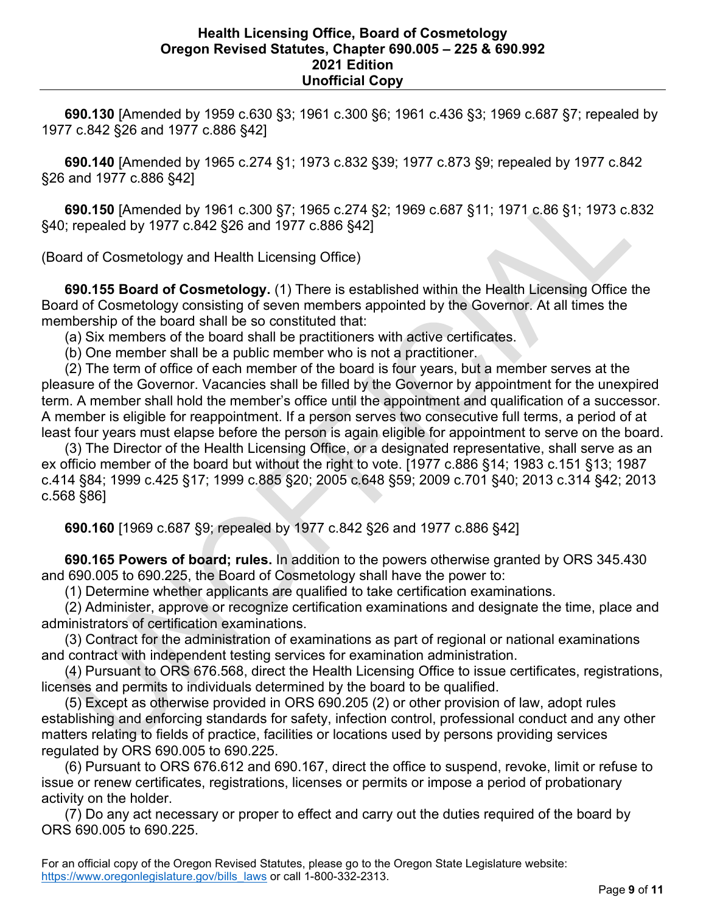**690.130** [Amended by 1959 c.630 §3; 1961 c.300 §6; 1961 c.436 §3; 1969 c.687 §7; repealed by 1977 c.842 §26 and 1977 c.886 §42]

**690.140** [Amended by 1965 c.274 §1; 1973 c.832 §39; 1977 c.873 §9; repealed by 1977 c.842 §26 and 1977 c.886 §42]

**690.150** [Amended by 1961 c.300 §7; 1965 c.274 §2; 1969 c.687 §11; 1971 c.86 §1; 1973 c.832 §40; repealed by 1977 c.842 §26 and 1977 c.886 §42]

(Board of Cosmetology and Health Licensing Office)

**690.155 Board of Cosmetology.** (1) There is established within the Health Licensing Office the Board of Cosmetology consisting of seven members appointed by the Governor. At all times the membership of the board shall be so constituted that:

(a) Six members of the board shall be practitioners with active certificates.

(b) One member shall be a public member who is not a practitioner.

(2) The term of office of each member of the board is four years, but a member serves at the pleasure of the Governor. Vacancies shall be filled by the Governor by appointment for the unexpired term. A member shall hold the member's office until the appointment and qualification of a successor. A member is eligible for reappointment. If a person serves two consecutive full terms, a period of at least four years must elapse before the person is again eligible for appointment to serve on the board.

(3) The Director of the Health Licensing Office, or a designated representative, shall serve as an ex officio member of the board but without the right to vote. [1977 c.886 §14; 1983 c.151 §13; 1987 c.414 §84; 1999 c.425 §17; 1999 c.885 §20; 2005 c.648 §59; 2009 c.701 §40; 2013 c.314 §42; 2013 c.568 §86]

**690.160** [1969 c.687 §9; repealed by 1977 c.842 §26 and 1977 c.886 §42]

**690.165 Powers of board; rules.** In addition to the powers otherwise granted by ORS 345.430 and 690.005 to 690.225, the Board of Cosmetology shall have the power to:

(1) Determine whether applicants are qualified to take certification examinations.

(2) Administer, approve or recognize certification examinations and designate the time, place and administrators of certification examinations.

(3) Contract for the administration of examinations as part of regional or national examinations and contract with independent testing services for examination administration.

(4) Pursuant to ORS 676.568, direct the Health Licensing Office to issue certificates, registrations, licenses and permits to individuals determined by the board to be qualified.

(5) Except as otherwise provided in ORS 690.205 (2) or other provision of law, adopt rules establishing and enforcing standards for safety, infection control, professional conduct and any other matters relating to fields of practice, facilities or locations used by persons providing services regulated by ORS 690.005 to 690.225.

(6) Pursuant to ORS 676.612 and 690.167, direct the office to suspend, revoke, limit or refuse to issue or renew certificates, registrations, licenses or permits or impose a period of probationary activity on the holder.

(7) Do any act necessary or proper to effect and carry out the duties required of the board by ORS 690.005 to 690.225.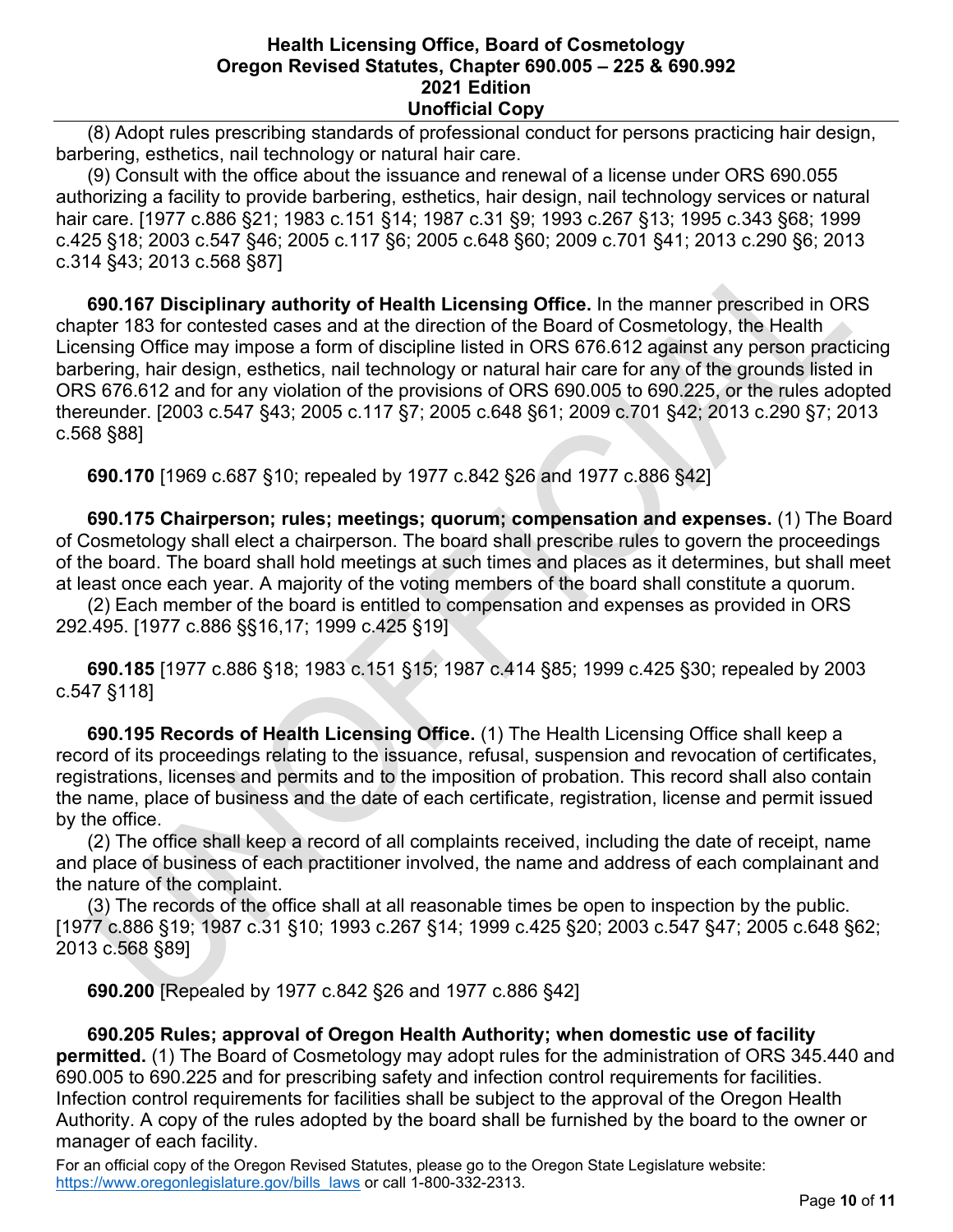(8) Adopt rules prescribing standards of professional conduct for persons practicing hair design, barbering, esthetics, nail technology or natural hair care.

(9) Consult with the office about the issuance and renewal of a license under ORS 690.055 authorizing a facility to provide barbering, esthetics, hair design, nail technology services or natural hair care. [1977 c.886 §21; 1983 c.151 §14; 1987 c.31 §9; 1993 c.267 §13; 1995 c.343 §68; 1999 c.425 §18; 2003 c.547 §46; 2005 c.117 §6; 2005 c.648 §60; 2009 c.701 §41; 2013 c.290 §6; 2013 c.314 §43; 2013 c.568 §87]

**690.167 Disciplinary authority of Health Licensing Office.** In the manner prescribed in ORS chapter 183 for contested cases and at the direction of the Board of Cosmetology, the Health Licensing Office may impose a form of discipline listed in ORS 676.612 against any person practicing barbering, hair design, esthetics, nail technology or natural hair care for any of the grounds listed in ORS 676.612 and for any violation of the provisions of ORS 690.005 to 690.225, or the rules adopted thereunder. [2003 c.547 §43; 2005 c.117 §7; 2005 c.648 §61; 2009 c.701 §42; 2013 c.290 §7; 2013 c.568 §88]

**690.170** [1969 c.687 §10; repealed by 1977 c.842 §26 and 1977 c.886 §42]

**690.175 Chairperson; rules; meetings; quorum; compensation and expenses.** (1) The Board of Cosmetology shall elect a chairperson. The board shall prescribe rules to govern the proceedings of the board. The board shall hold meetings at such times and places as it determines, but shall meet at least once each year. A majority of the voting members of the board shall constitute a quorum.

(2) Each member of the board is entitled to compensation and expenses as provided in ORS 292.495. [1977 c.886 §§16,17; 1999 c.425 §19]

**690.185** [1977 c.886 §18; 1983 c.151 §15; 1987 c.414 §85; 1999 c.425 §30; repealed by 2003 c.547 §118]

**690.195 Records of Health Licensing Office.** (1) The Health Licensing Office shall keep a record of its proceedings relating to the issuance, refusal, suspension and revocation of certificates, registrations, licenses and permits and to the imposition of probation. This record shall also contain the name, place of business and the date of each certificate, registration, license and permit issued by the office.

(2) The office shall keep a record of all complaints received, including the date of receipt, name and place of business of each practitioner involved, the name and address of each complainant and the nature of the complaint.

(3) The records of the office shall at all reasonable times be open to inspection by the public. [1977 c.886 §19; 1987 c.31 §10; 1993 c.267 §14; 1999 c.425 §20; 2003 c.547 §47; 2005 c.648 §62; 2013 c.568 §89]

**690.200** [Repealed by 1977 c.842 §26 and 1977 c.886 §42]

**690.205 Rules; approval of Oregon Health Authority; when domestic use of facility permitted.** (1) The Board of Cosmetology may adopt rules for the administration of ORS 345.440 and 690.005 to 690.225 and for prescribing safety and infection control requirements for facilities. Infection control requirements for facilities shall be subject to the approval of the Oregon Health Authority. A copy of the rules adopted by the board shall be furnished by the board to the owner or manager of each facility.

For an official copy of the Oregon Revised Statutes, please go to the Oregon State Legislature website: https://www.oregonlegislature.gov/bills_laws or call 1-800-332-2313.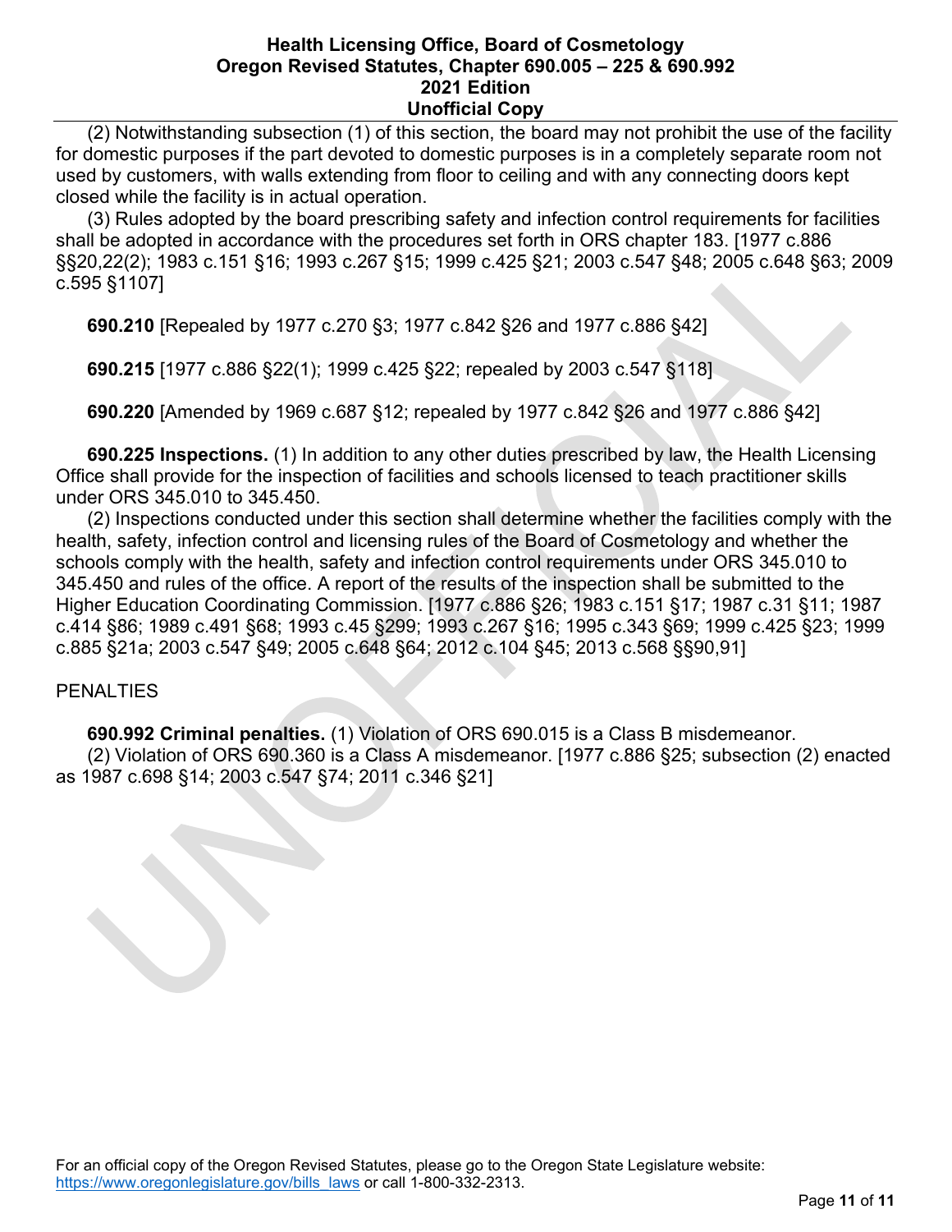(2) Notwithstanding subsection (1) of this section, the board may not prohibit the use of the facility for domestic purposes if the part devoted to domestic purposes is in a completely separate room not used by customers, with walls extending from floor to ceiling and with any connecting doors kept closed while the facility is in actual operation.

(3) Rules adopted by the board prescribing safety and infection control requirements for facilities shall be adopted in accordance with the procedures set forth in ORS chapter 183. [1977 c.886 §§20,22(2); 1983 c.151 §16; 1993 c.267 §15; 1999 c.425 §21; 2003 c.547 §48; 2005 c.648 §63; 2009 c.595 §1107]

**690.210** [Repealed by 1977 c.270 §3; 1977 c.842 §26 and 1977 c.886 §42]

**690.215** [1977 c.886 §22(1); 1999 c.425 §22; repealed by 2003 c.547 §118]

**690.220** [Amended by 1969 c.687 §12; repealed by 1977 c.842 §26 and 1977 c.886 §42]

**690.225 Inspections.** (1) In addition to any other duties prescribed by law, the Health Licensing Office shall provide for the inspection of facilities and schools licensed to teach practitioner skills under ORS 345.010 to 345.450.

(2) Inspections conducted under this section shall determine whether the facilities comply with the health, safety, infection control and licensing rules of the Board of Cosmetology and whether the schools comply with the health, safety and infection control requirements under ORS 345.010 to 345.450 and rules of the office. A report of the results of the inspection shall be submitted to the Higher Education Coordinating Commission. [1977 c.886 §26; 1983 c.151 §17; 1987 c.31 §11; 1987 c.414 §86; 1989 c.491 §68; 1993 c.45 §299; 1993 c.267 §16; 1995 c.343 §69; 1999 c.425 §23; 1999 c.885 §21a; 2003 c.547 §49; 2005 c.648 §64; 2012 c.104 §45; 2013 c.568 §§90,91]

PENALTIES

**690.992 Criminal penalties.** (1) Violation of ORS 690.015 is a Class B misdemeanor.

(2) Violation of ORS 690.360 is a Class A misdemeanor. [1977 c.886 §25; subsection (2) enacted as 1987 c.698 §14; 2003 c.547 §74; 2011 c.346 §21]

For an official copy of the Oregon Revised Statutes, please go to the Oregon State Legislature website: https://www.oregonlegislature.gov/bills_laws or call 1-800-332-2313.